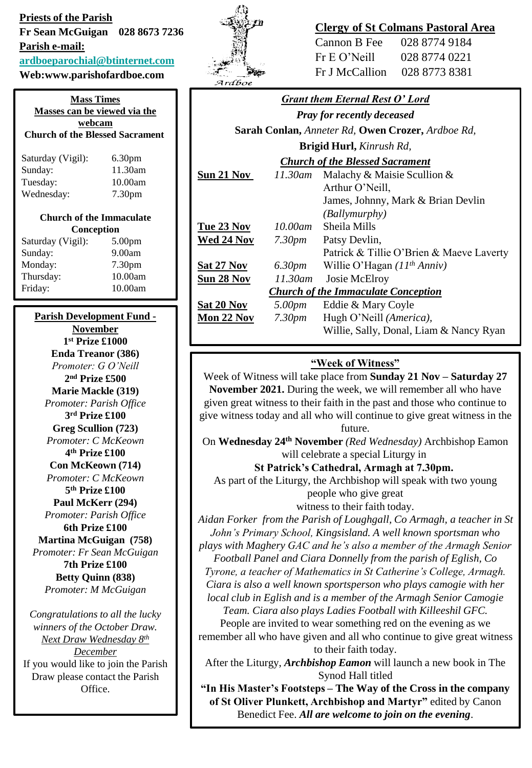**Priests of the Parish**
**Fr Sean McGuigan 028 8673 7236**
**Parish e-mail:**
**ardboeparochial@btinternet.com**
**Web:www.parishofardboe.com**

Ardboe

**Clergy of St Colmans Pastoral Area**

Cannon B Fee 028 8774 9184
Fr E O'Neill 028 8774 0221
Fr J McCallion 028 8773 8381

## Mass Times

**Masses can be viewed via the webcam**

**Church of the Blessed Sacrament**

| | |
|---|---|
| Saturday (Vigil): | 6.30pm |
| Sunday: | 11.30am |
| Tuesday: | 10.00am |
| Wednesday: | 7.30pm |

**Church of the Immaculate Conception**

| | |
|---|---|
| Saturday (Vigil): | 5.00pm |
| Sunday: | 9.00am |
| Monday: | 7.30pm |
| Thursday: | 10.00am |
| Friday: | 10.00am |

## Parish Development Fund - November

**1st Prize £1000**
**Enda Treanor (386)**
*Promoter: G O'Neill*

**2nd Prize £500**
**Marie Mackle (319)**
*Promoter: Parish Office*

**3rd Prize £100**
**Greg Scullion (723)**
*Promoter: C McKeown*

**4th Prize £100**
**Con McKeown (714)**
*Promoter: C McKeown*

**5th Prize £100**
**Paul McKerr (294)**
*Promoter: Parish Office*

**6th Prize £100**
**Martina McGuigan (758)**
*Promoter: Fr Sean McGuigan*

**7th Prize £100**
**Betty Quinn (838)**
*Promoter: M McGuigan*

*Congratulations to all the lucky winners of the October Draw.*
*Next Draw Wednesday 8th December*
If you would like to join the Parish Draw please contact the Parish Office.

## *Grant them Eternal Rest O' Lord*

***Pray for recently deceased***

**Sarah Conlan,** *Anneter Rd,* **Owen Crozer,** *Ardboe Rd,* **Brigid Hurl,** *Kinrush Rd,*

***Church of the Blessed Sacrament***

| | | |
|---|---|---|
| **Sun 21 Nov** | *11.30am* | Malachy & Maisie Scullion & Arthur O'Neill, James, Johnny, Mark & Brian Devlin *(Ballymurphy)* |
| **Tue 23 Nov** | *10.00am* | Sheila Mills |
| **Wed 24 Nov** | *7.30pm* | Patsy Devlin, Patrick & Tillie O'Brien & Maeve Laverty |
| **Sat 27 Nov** | *6.30pm* | Willie O'Hagan *(11th Anniv)* |
| **Sun 28 Nov** | *11.30am* | Josie McElroy |

***Church of the Immaculate Conception***

| | | |
|---|---|---|
| **Sat 20 Nov** | *5.00pm* | Eddie & Mary Coyle |
| **Mon 22 Nov** | *7.30pm* | Hugh O'Neill *(America),* Willie, Sally, Donal, Liam & Nancy Ryan |

## "Week of Witness"

Week of Witness will take place from **Sunday 21 Nov – Saturday 27 November 2021.** During the week, we will remember all who have given great witness to their faith in the past and those who continue to give witness today and all who will continue to give great witness in the future.

On **Wednesday 24th November** *(Red Wednesday)* Archbishop Eamon will celebrate a special Liturgy in **St Patrick's Cathedral, Armagh at 7.30pm.**

As part of the Liturgy, the Archbishop will speak with two young people who give great witness to their faith today.

*Aidan Forker from the Parish of Loughgall, Co Armagh, a teacher in St John's Primary School, Kingsisland. A well known sportsman who plays with Maghery GAC and he's also a member of the Armagh Senior Football Panel and Ciara Donnelly from the parish of Eglish, Co Tyrone, a teacher of Mathematics in St Catherine's College, Armagh. Ciara is also a well known sportsperson who plays camogie with her local club in Eglish and is a member of the Armagh Senior Camogie Team. Ciara also plays Ladies Football with Killeeshil GFC.*

People are invited to wear something red on the evening as we remember all who have given and all who continue to give great witness to their faith today.

After the Liturgy, ***Archbishop Eamon*** will launch a new book in The Synod Hall titled **"In His Master's Footsteps – The Way of the Cross in the company of St Oliver Plunkett, Archbishop and Martyr"** edited by Canon Benedict Fee. ***All are welcome to join on the evening***.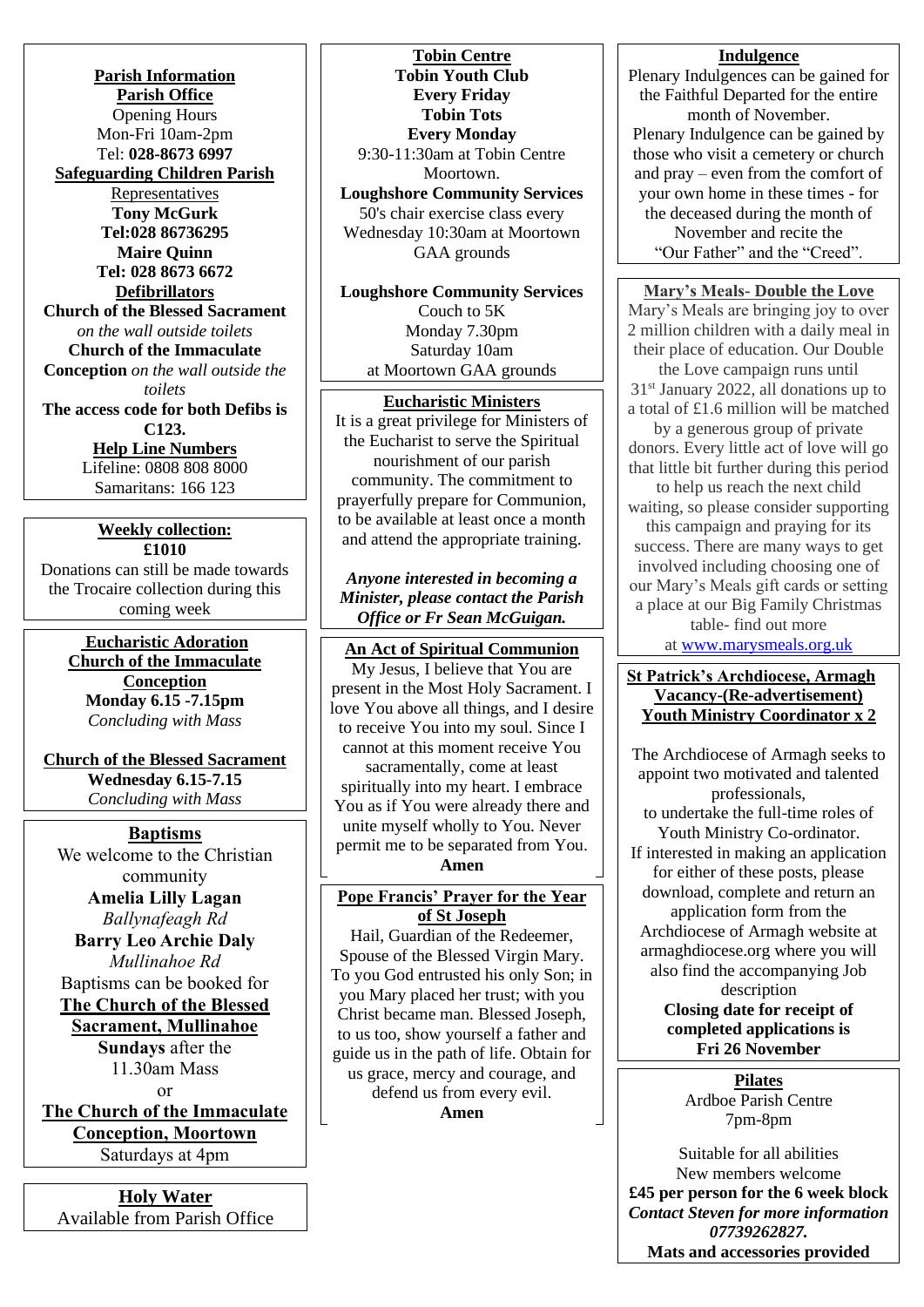## Parish Information

### Parish Office

Opening Hours
Mon-Fri 10am-2pm
Tel: **028-8673 6997**

### Safeguarding Children Parish

Representatives
**Tony McGurk**
**Tel:028 86736295**
**Maire Quinn**
**Tel: 028 8673 6672**

### Defibrillators

**Church of the Blessed Sacrament** *on the wall outside toilets*
**Church of the Immaculate Conception** *on the wall outside the toilets*
**The access code for both Defibs is C123.**

### Help Line Numbers

Lifeline: 0808 808 8000
Samaritans: 166 123

### Weekly collection:

**£1010**
Donations can still be made towards the Trocaire collection during this coming week

### Eucharistic Adoration

**Church of the Immaculate Conception**
**Monday 6.15 -7.15pm**
*Concluding with Mass*

**Church of the Blessed Sacrament**
**Wednesday 6.15-7.15**
*Concluding with Mass*

### Baptisms

We welcome to the Christian community
**Amelia Lilly Lagan**
*Ballynafeagh Rd*
**Barry Leo Archie Daly**
*Mullinahoe Rd*
Baptisms can be booked for
**The Church of the Blessed Sacrament, Mullinahoe**
**Sundays** after the 11.30am Mass
or
**The Church of the Immaculate Conception, Moortown**
Saturdays at 4pm

### Holy Water

Available from Parish Office

### Tobin Centre

**Tobin Youth Club**
**Every Friday**
**Tobin Tots**
**Every Monday**
9:30-11:30am at Tobin Centre Moortown.

**Loughshore Community Services**
50's chair exercise class every Wednesday 10:30am at Moortown GAA grounds

**Loughshore Community Services**
Couch to 5K
Monday 7.30pm
Saturday 10am
at Moortown GAA grounds

### Eucharistic Ministers

It is a great privilege for Ministers of the Eucharist to serve the Spiritual nourishment of our parish community. The commitment to prayerfully prepare for Communion, to be available at least once a month and attend the appropriate training.

***Anyone interested in becoming a Minister, please contact the Parish Office or Fr Sean McGuigan.***

### An Act of Spiritual Communion

My Jesus, I believe that You are present in the Most Holy Sacrament. I love You above all things, and I desire to receive You into my soul. Since I cannot at this moment receive You sacramentally, come at least spiritually into my heart. I embrace You as if You were already there and unite myself wholly to You. Never permit me to be separated from You.
**Amen**

### Pope Francis' Prayer for the Year of St Joseph

Hail, Guardian of the Redeemer, Spouse of the Blessed Virgin Mary. To you God entrusted his only Son; in you Mary placed her trust; with you Christ became man. Blessed Joseph, to us too, show yourself a father and guide us in the path of life. Obtain for us grace, mercy and courage, and defend us from every evil.
**Amen**

### Indulgence

Plenary Indulgences can be gained for the Faithful Departed for the entire month of November.
Plenary Indulgence can be gained by those who visit a cemetery or church and pray – even from the comfort of your own home in these times - for the deceased during the month of November and recite the "Our Father" and the "Creed".

### Mary's Meals- Double the Love

Mary's Meals are bringing joy to over 2 million children with a daily meal in their place of education. Our Double the Love campaign runs until 31st January 2022, all donations up to a total of £1.6 million will be matched by a generous group of private donors. Every little act of love will go that little bit further during this period to help us reach the next child waiting, so please consider supporting this campaign and praying for its success. There are many ways to get involved including choosing one of our Mary's Meals gift cards or setting a place at our Big Family Christmas table- find out more at www.marysmeals.org.uk

### St Patrick's Archdiocese, Armagh Vacancy-(Re-advertisement) Youth Ministry Coordinator x 2

The Archdiocese of Armagh seeks to appoint two motivated and talented professionals,
to undertake the full-time roles of Youth Ministry Co-ordinator.
If interested in making an application for either of these posts, please download, complete and return an application form from the Archdiocese of Armagh website at armaghdiocese.org where you will also find the accompanying Job description
**Closing date for receipt of completed applications is Fri 26 November**

### Pilates

Ardboe Parish Centre
7pm-8pm

Suitable for all abilities
New members welcome
**£45 per person for the 6 week block**
***Contact Steven for more information 07739262827.***
**Mats and accessories provided**